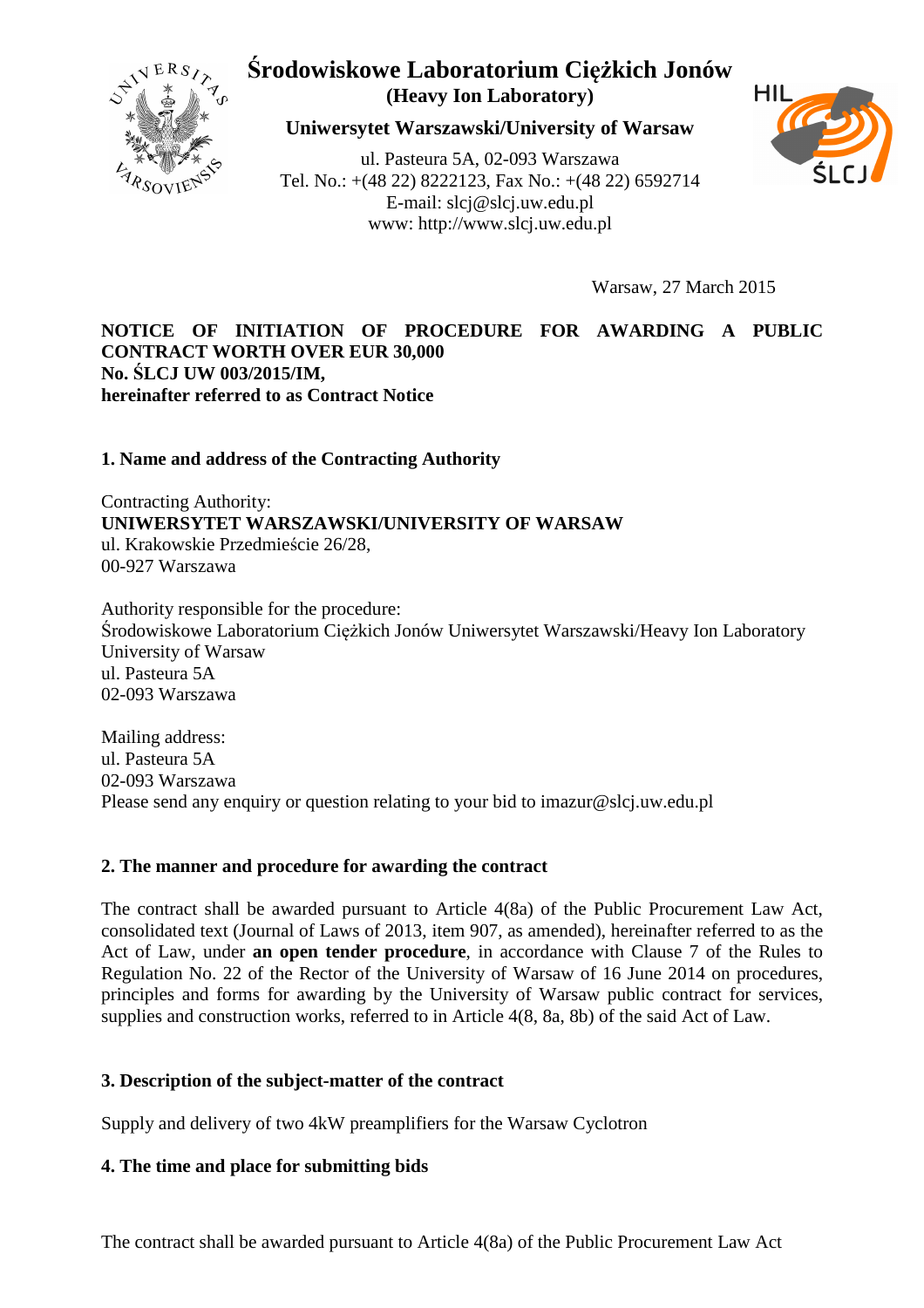# Środowiskowe Laboratorium Ciężkich Jonów
**(Heavy Ion Laboratory)**

**Uniwersytet Warszawski/University of Warsaw**

ul. Pasteura 5A, 02-093 Warszawa
Tel. No.: +(48 22) 8222123, Fax No.: +(48 22) 6592714
E-mail: slcj@slcj.uw.edu.pl
www: http://www.slcj.uw.edu.pl

Warsaw, 27 March 2015

**NOTICE OF INITIATION OF PROCEDURE FOR AWARDING A PUBLIC CONTRACT WORTH OVER EUR 30,000**
**No. ŚLCJ UW 003/2015/IM,**
**hereinafter referred to as Contract Notice**

## 1. Name and address of the Contracting Authority

Contracting Authority:
**UNIWERSYTET WARSZAWSKI/UNIVERSITY OF WARSAW**
ul. Krakowskie Przedmieście 26/28,
00-927 Warszawa

Authority responsible for the procedure:
Środowiskowe Laboratorium Ciężkich Jonów Uniwersytet Warszawski/Heavy Ion Laboratory University of Warsaw
ul. Pasteura 5A
02-093 Warszawa

Mailing address:
ul. Pasteura 5A
02-093 Warszawa
Please send any enquiry or question relating to your bid to imazur@slcj.uw.edu.pl

## 2. The manner and procedure for awarding the contract

The contract shall be awarded pursuant to Article 4(8a) of the Public Procurement Law Act, consolidated text (Journal of Laws of 2013, item 907, as amended), hereinafter referred to as the Act of Law, under **an open tender procedure**, in accordance with Clause 7 of the Rules to Regulation No. 22 of the Rector of the University of Warsaw of 16 June 2014 on procedures, principles and forms for awarding by the University of Warsaw public contract for services, supplies and construction works, referred to in Article 4(8, 8a, 8b) of the said Act of Law.

## 3. Description of the subject-matter of the contract

Supply and delivery of two 4kW preamplifiers for the Warsaw Cyclotron

## 4. The time and place for submitting bids

The contract shall be awarded pursuant to Article 4(8a) of the Public Procurement Law Act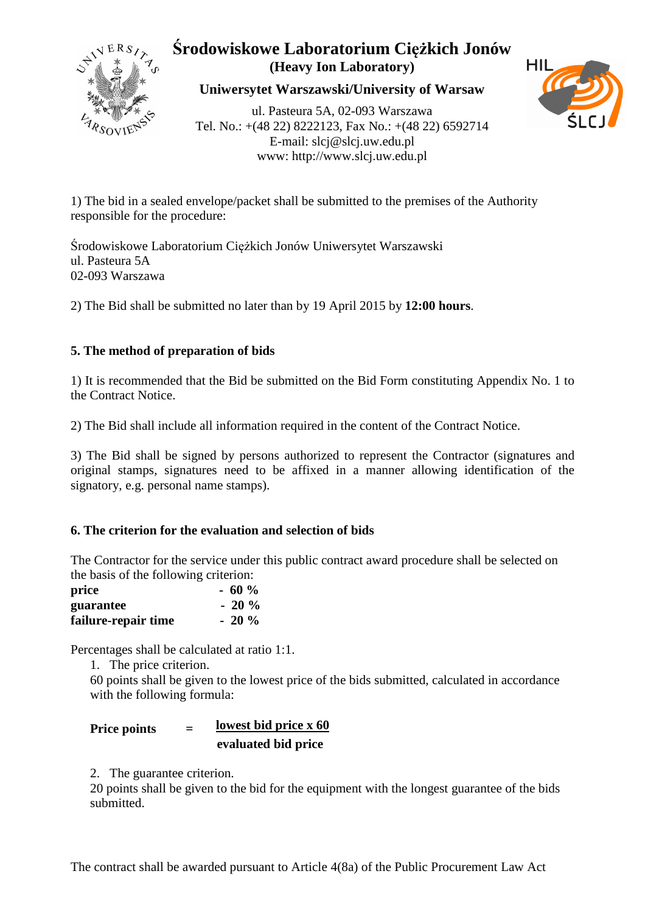1) The bid in a sealed envelope/packet shall be submitted to the premises of the Authority responsible for the procedure:

Środowiskowe Laboratorium Ciężkich Jonów Uniwersytet Warszawski
ul. Pasteura 5A
02-093 Warszawa

2) The Bid shall be submitted no later than by 19 April 2015 by **12:00 hours**.

## 5. The method of preparation of bids

1) It is recommended that the Bid be submitted on the Bid Form constituting Appendix No. 1 to the Contract Notice.

2) The Bid shall include all information required in the content of the Contract Notice.

3) The Bid shall be signed by persons authorized to represent the Contractor (signatures and original stamps, signatures need to be affixed in a manner allowing identification of the signatory, e.g. personal name stamps).

## 6. The criterion for the evaluation and selection of bids

The Contractor for the service under this public contract award procedure shall be selected on the basis of the following criterion:

**price** - **60 %**
**guarantee** - **20 %**
**failure-repair time** - **20 %**

Percentages shall be calculated at ratio 1:1.

1. The price criterion.
   60 points shall be given to the lowest price of the bids submitted, calculated in accordance with the following formula:

$$\textbf{Price points} = \frac{\textbf{lowest bid price x 60}}{\textbf{evaluated bid price}}$$

2. The guarantee criterion.
   20 points shall be given to the bid for the equipment with the longest guarantee of the bids submitted.

The contract shall be awarded pursuant to Article 4(8a) of the Public Procurement Law Act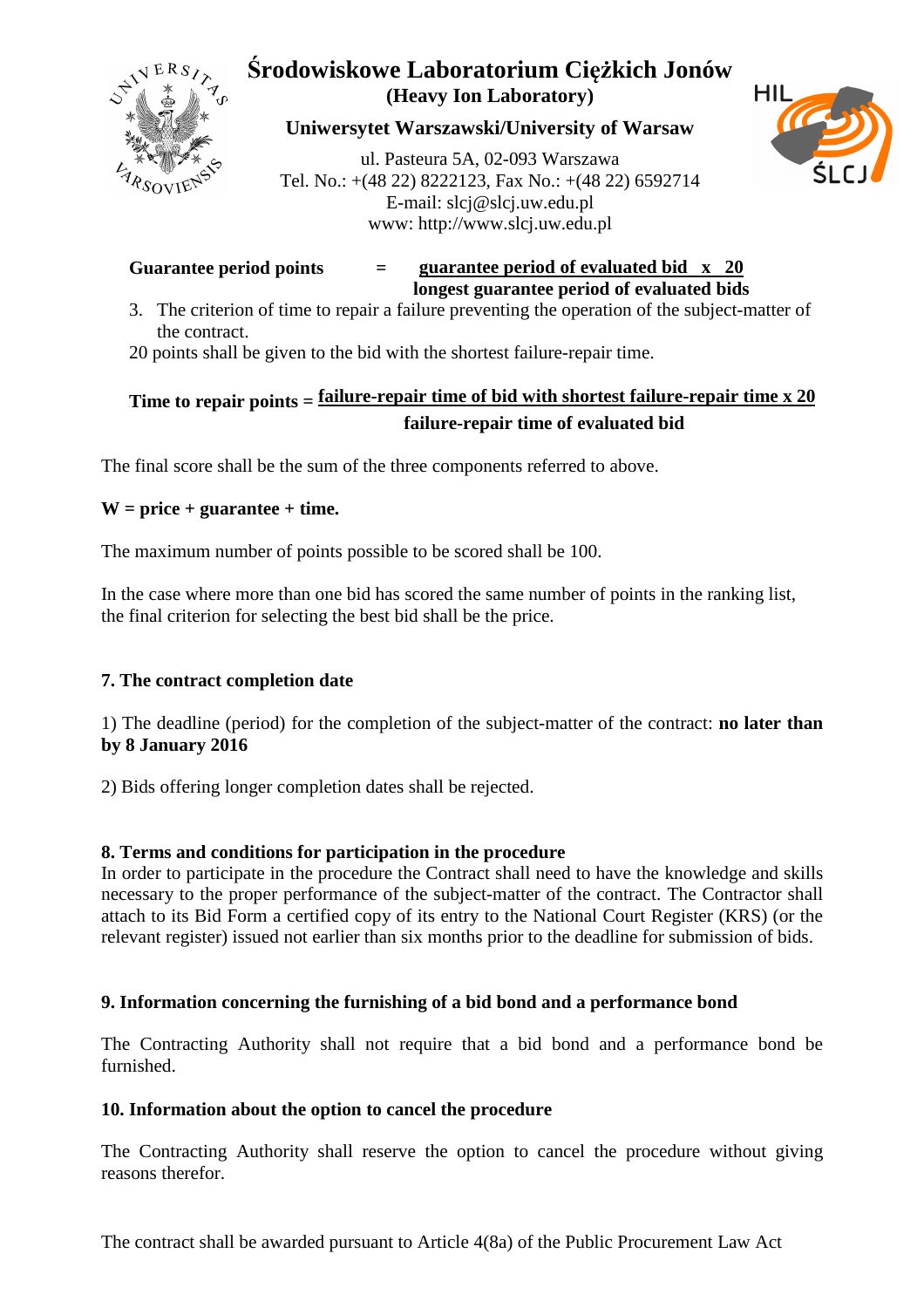**Guarantee period points** = $\frac{\text{guarantee period of evaluated bid} \times 20}{\text{longest guarantee period of evaluated bids}}$

3. The criterion of time to repair a failure preventing the operation of the subject-matter of the contract.

20 points shall be given to the bid with the shortest failure-repair time.

**Time to repair points** = $\frac{\text{failure-repair time of bid with shortest failure-repair time} \times 20}{\text{failure-repair time of evaluated bid}}$

The final score shall be the sum of the three components referred to above.

**W = price + guarantee + time.**

The maximum number of points possible to be scored shall be 100.

In the case where more than one bid has scored the same number of points in the ranking list, the final criterion for selecting the best bid shall be the price.

## 7. The contract completion date

1) The deadline (period) for the completion of the subject-matter of the contract: **no later than by 8 January 2016**

2) Bids offering longer completion dates shall be rejected.

## 8. Terms and conditions for participation in the procedure

In order to participate in the procedure the Contract shall need to have the knowledge and skills necessary to the proper performance of the subject-matter of the contract. The Contractor shall attach to its Bid Form a certified copy of its entry to the National Court Register (KRS) (or the relevant register) issued not earlier than six months prior to the deadline for submission of bids.

## 9. Information concerning the furnishing of a bid bond and a performance bond

The Contracting Authority shall not require that a bid bond and a performance bond be furnished.

## 10. Information about the option to cancel the procedure

The Contracting Authority shall reserve the option to cancel the procedure without giving reasons therefor.

The contract shall be awarded pursuant to Article 4(8a) of the Public Procurement Law Act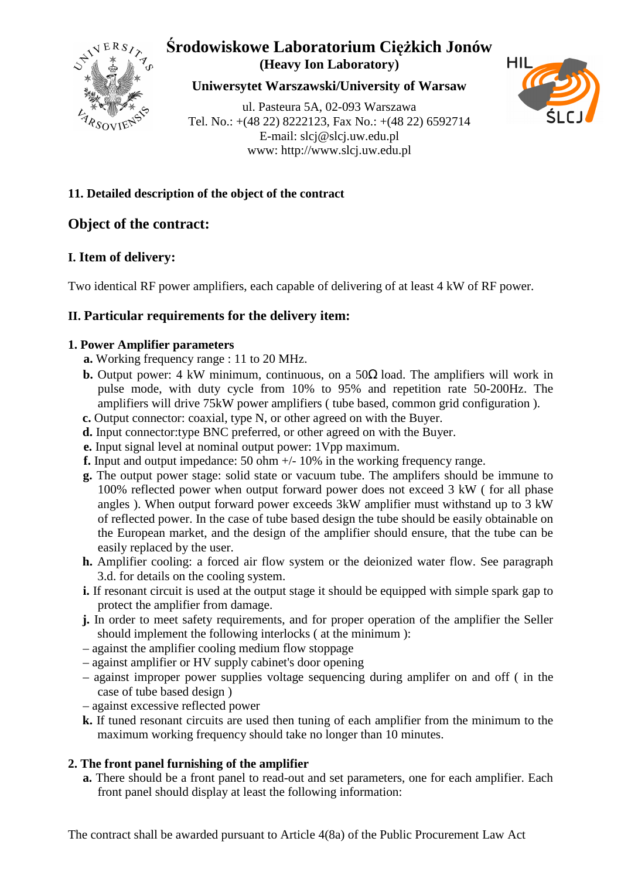**11. Detailed description of the object of the contract**

## Object of the contract:

### I. Item of delivery:

Two identical RF power amplifiers, each capable of delivering of at least 4 kW of RF power.

### II. Particular requirements for the delivery item:

**1. Power Amplifier parameters**

- **a.** Working frequency range : 11 to 20 MHz.
- **b.** Output power: 4 kW minimum, continuous, on a 50Ω load. The amplifiers will work in pulse mode, with duty cycle from 10% to 95% and repetition rate 50-200Hz. The amplifiers will drive 75kW power amplifiers ( tube based, common grid configuration ).
- **c.** Output connector: coaxial, type N, or other agreed on with the Buyer.
- **d.** Input connector:type BNC preferred, or other agreed on with the Buyer.
- **e.** Input signal level at nominal output power: 1Vpp maximum.
- **f.** Input and output impedance: 50 ohm +/- 10% in the working frequency range.
- **g.** The output power stage: solid state or vacuum tube. The amplifers should be immune to 100% reflected power when output forward power does not exceed 3 kW ( for all phase angles ). When output forward power exceeds 3kW amplifier must withstand up to 3 kW of reflected power. In the case of tube based design the tube should be easily obtainable on the European market, and the design of the amplifier should ensure, that the tube can be easily replaced by the user.
- **h.** Amplifier cooling: a forced air flow system or the deionized water flow. See paragraph 3.d. for details on the cooling system.
- **i.** If resonant circuit is used at the output stage it should be equipped with simple spark gap to protect the amplifier from damage.
- **j.** In order to meet safety requirements, and for proper operation of the amplifier the Seller should implement the following interlocks ( at the minimum ):
  - – against the amplifier cooling medium flow stoppage
  - – against amplifier or HV supply cabinet's door opening
  - – against improper power supplies voltage sequencing during amplifer on and off ( in the case of tube based design )
  - – against excessive reflected power
- **k.** If tuned resonant circuits are used then tuning of each amplifier from the minimum to the maximum working frequency should take no longer than 10 minutes.

**2. The front panel furnishing of the amplifier**

- **a.** There should be a front panel to read-out and set parameters, one for each amplifier. Each front panel should display at least the following information: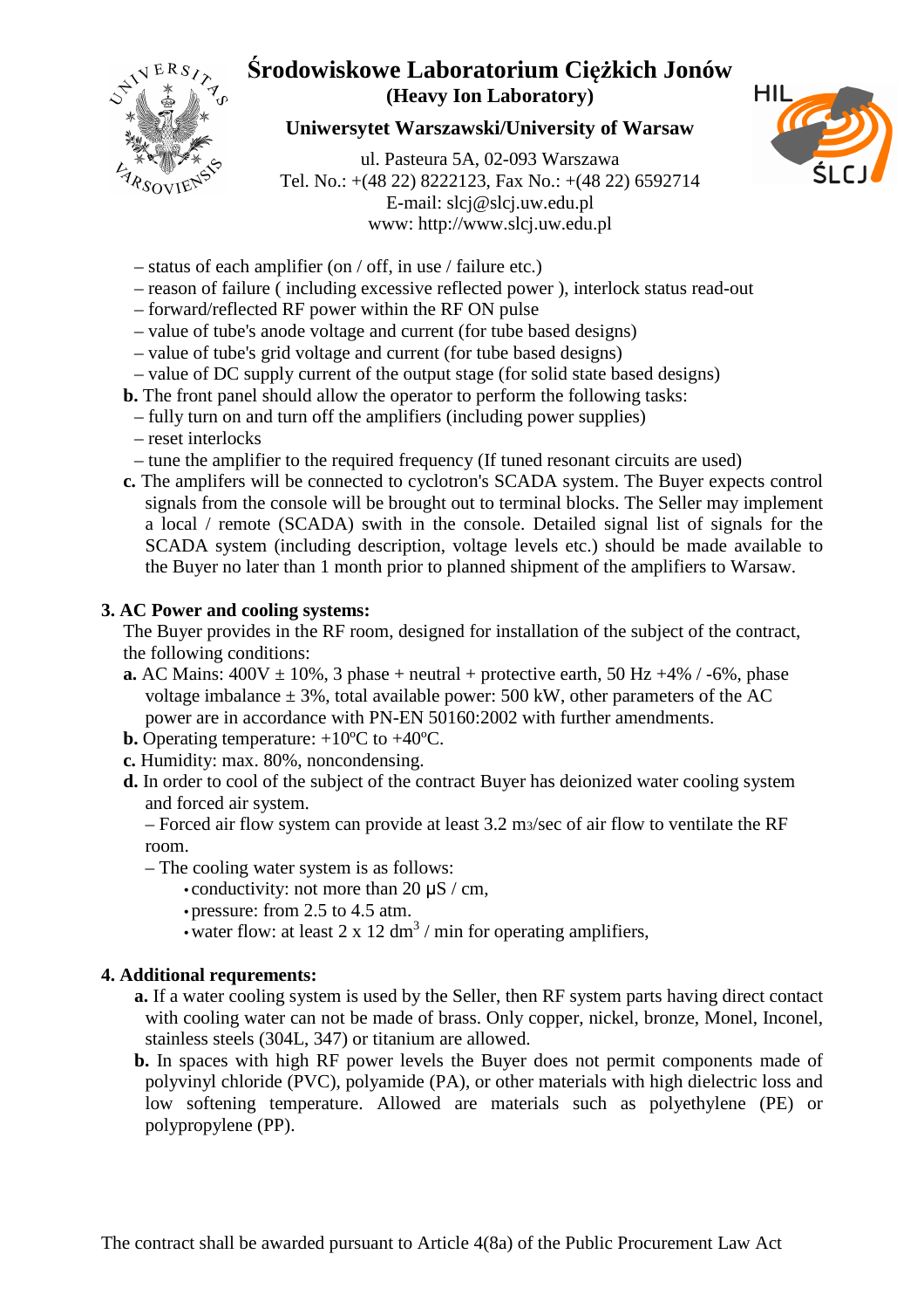– status of each amplifier (on / off, in use / failure etc.)
– reason of failure ( including excessive reflected power ), interlock status read-out
– forward/reflected RF power within the RF ON pulse
– value of tube's anode voltage and current (for tube based designs)
– value of tube's grid voltage and current (for tube based designs)
– value of DC supply current of the output stage (for solid state based designs)

**b.** The front panel should allow the operator to perform the following tasks:
– fully turn on and turn off the amplifiers (including power supplies)
– reset interlocks
– tune the amplifier to the required frequency (If tuned resonant circuits are used)

**c.** The amplifers will be connected to cyclotron's SCADA system. The Buyer expects control signals from the console will be brought out to terminal blocks. The Seller may implement a local / remote (SCADA) swith in the console. Detailed signal list of signals for the SCADA system (including description, voltage levels etc.) should be made available to the Buyer no later than 1 month prior to planned shipment of the amplifiers to Warsaw.

**3. AC Power and cooling systems:**

The Buyer provides in the RF room, designed for installation of the subject of the contract, the following conditions:

**a.** AC Mains: 400V ± 10%, 3 phase + neutral + protective earth, 50 Hz +4% / -6%, phase voltage imbalance ± 3%, total available power: 500 kW, other parameters of the AC power are in accordance with PN-EN 50160:2002 with further amendments.

**b.** Operating temperature: +10ºC to +40ºC.

**c.** Humidity: max. 80%, noncondensing.

**d.** In order to cool of the subject of the contract Buyer has deionized water cooling system and forced air system.

– Forced air flow system can provide at least 3.2 m3/sec of air flow to ventilate the RF room.

– The cooling water system is as follows:
- conductivity: not more than 20 µS / cm,
- pressure: from 2.5 to 4.5 atm.
- water flow: at least 2 x 12 dm$^3$ / min for operating amplifiers,

**4. Additional requrements:**

**a.** If a water cooling system is used by the Seller, then RF system parts having direct contact with cooling water can not be made of brass. Only copper, nickel, bronze, Monel, Inconel, stainless steels (304L, 347) or titanium are allowed.

**b.** In spaces with high RF power levels the Buyer does not permit components made of polyvinyl chloride (PVC), polyamide (PA), or other materials with high dielectric loss and low softening temperature. Allowed are materials such as polyethylene (PE) or polypropylene (PP).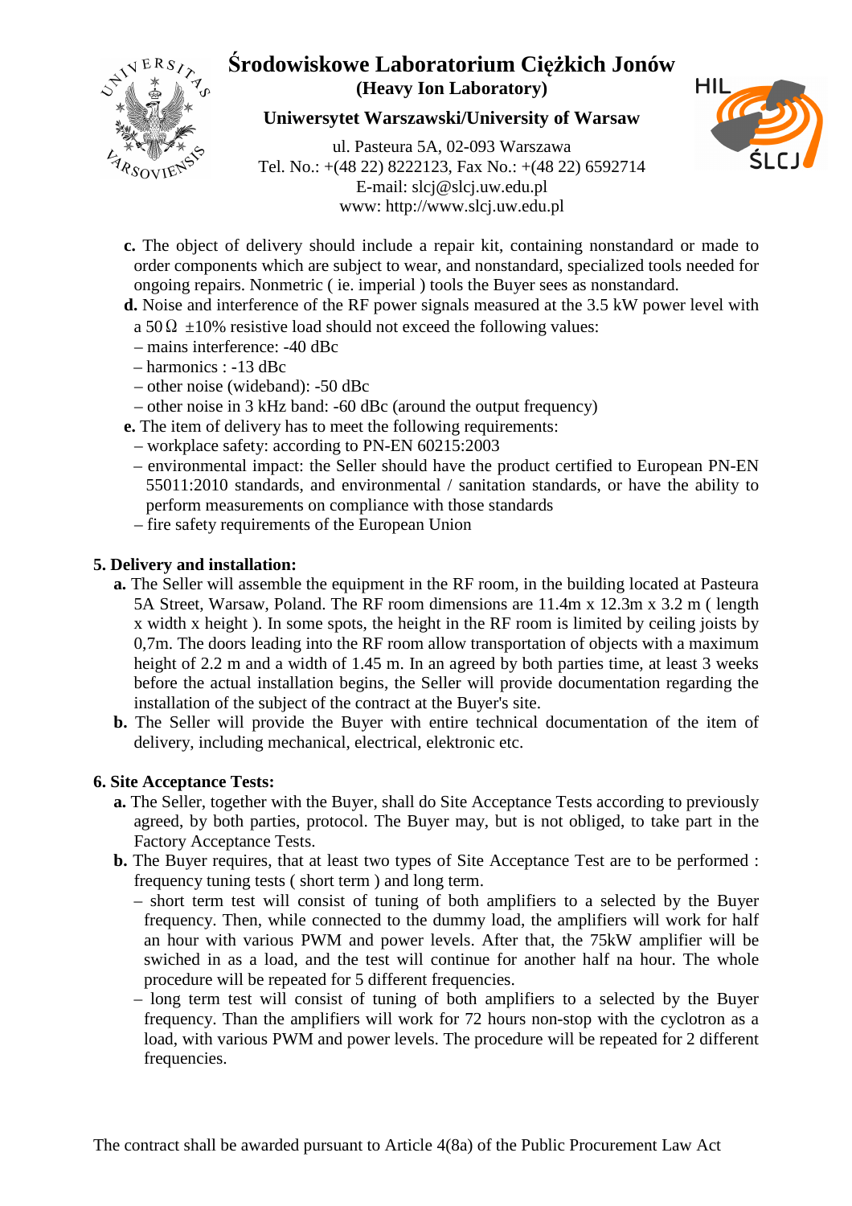**c.** The object of delivery should include a repair kit, containing nonstandard or made to order components which are subject to wear, and nonstandard, specialized tools needed for ongoing repairs. Nonmetric ( ie. imperial ) tools the Buyer sees as nonstandard.

**d.** Noise and interference of the RF power signals measured at the 3.5 kW power level with a 50 Ω ±10% resistive load should not exceed the following values:

– mains interference: -40 dBc
– harmonics : -13 dBc
– other noise (wideband): -50 dBc
– other noise in 3 kHz band: -60 dBc (around the output frequency)

**e.** The item of delivery has to meet the following requirements:

– workplace safety: according to PN-EN 60215:2003
– environmental impact: the Seller should have the product certified to European PN-EN 55011:2010 standards, and environmental / sanitation standards, or have the ability to perform measurements on compliance with those standards
– fire safety requirements of the European Union

**5. Delivery and installation:**

**a.** The Seller will assemble the equipment in the RF room, in the building located at Pasteura 5A Street, Warsaw, Poland. The RF room dimensions are 11.4m x 12.3m x 3.2 m ( length x width x height ). In some spots, the height in the RF room is limited by ceiling joists by 0,7m. The doors leading into the RF room allow transportation of objects with a maximum height of 2.2 m and a width of 1.45 m. In an agreed by both parties time, at least 3 weeks before the actual installation begins, the Seller will provide documentation regarding the installation of the subject of the contract at the Buyer's site.

**b.** The Seller will provide the Buyer with entire technical documentation of the item of delivery, including mechanical, electrical, elektronic etc.

**6. Site Acceptance Tests:**

**a.** The Seller, together with the Buyer, shall do Site Acceptance Tests according to previously agreed, by both parties, protocol. The Buyer may, but is not obliged, to take part in the Factory Acceptance Tests.

**b.** The Buyer requires, that at least two types of Site Acceptance Test are to be performed : frequency tuning tests ( short term ) and long term.

– short term test will consist of tuning of both amplifiers to a selected by the Buyer frequency. Then, while connected to the dummy load, the amplifiers will work for half an hour with various PWM and power levels. After that, the 75kW amplifier will be swiched in as a load, and the test will continue for another half na hour. The whole procedure will be repeated for 5 different frequencies.

– long term test will consist of tuning of both amplifiers to a selected by the Buyer frequency. Than the amplifiers will work for 72 hours non-stop with the cyclotron as a load, with various PWM and power levels. The procedure will be repeated for 2 different frequencies.

The contract shall be awarded pursuant to Article 4(8a) of the Public Procurement Law Act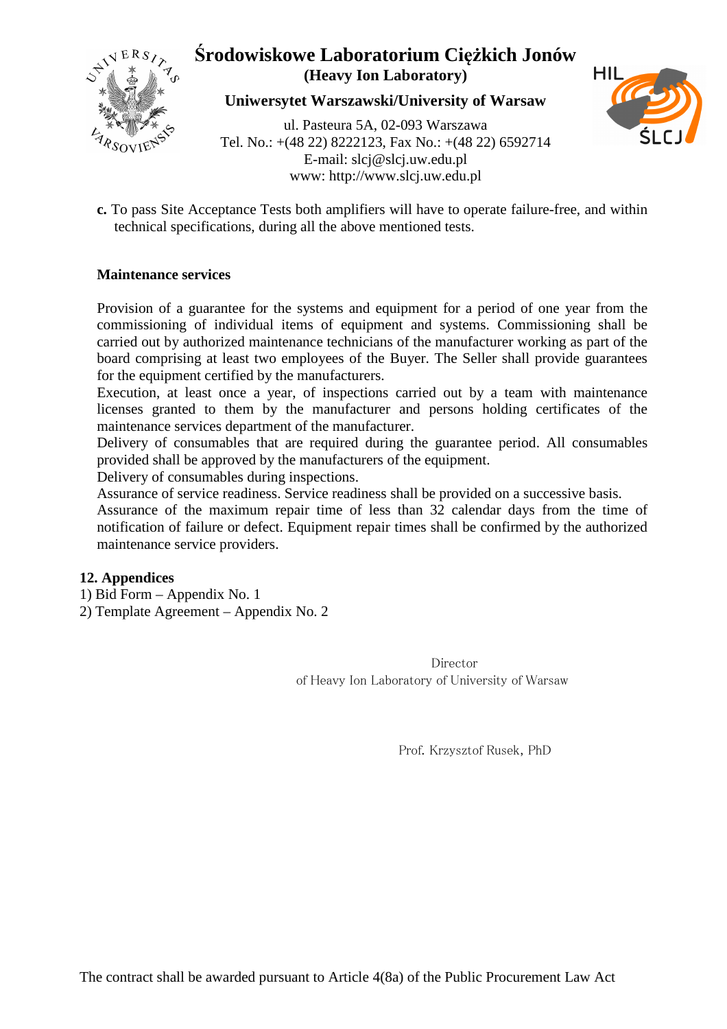**c.** To pass Site Acceptance Tests both amplifiers will have to operate failure-free, and within technical specifications, during all the above mentioned tests.

**Maintenance services**

Provision of a guarantee for the systems and equipment for a period of one year from the commissioning of individual items of equipment and systems. Commissioning shall be carried out by authorized maintenance technicians of the manufacturer working as part of the board comprising at least two employees of the Buyer. The Seller shall provide guarantees for the equipment certified by the manufacturers.
Execution, at least once a year, of inspections carried out by a team with maintenance licenses granted to them by the manufacturer and persons holding certificates of the maintenance services department of the manufacturer.
Delivery of consumables that are required during the guarantee period. All consumables provided shall be approved by the manufacturers of the equipment.
Delivery of consumables during inspections.
Assurance of service readiness. Service readiness shall be provided on a successive basis.
Assurance of the maximum repair time of less than 32 calendar days from the time of notification of failure or defect. Equipment repair times shall be confirmed by the authorized maintenance service providers.

**12. Appendices**

1) Bid Form – Appendix No. 1
2) Template Agreement – Appendix No. 2

Director
of Heavy Ion Laboratory of University of Warsaw

Prof. Krzysztof Rusek, PhD

The contract shall be awarded pursuant to Article 4(8a) of the Public Procurement Law Act